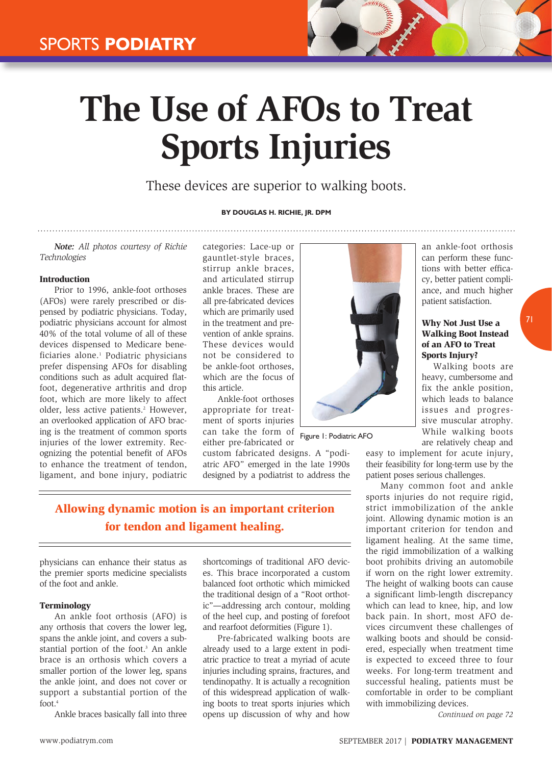SPORTS PODIATRY

# The Use of AFOs to Treat Sports Injuries

These devices are superior to walking boots.

**BY DOUGLAS H. RICHIE, JR. DPM**

*Note: All photos courtesy of Richie Technologies*

### Introduction

Prior to 1996, ankle-foot orthoses (AFOs) were rarely prescribed or dispensed by podiatric physicians. Today, podiatric physicians account for almost 40% of the total volume of all of these devices dispensed to Medicare beneficiaries alone.[1] Podiatric physicians prefer dispensing AFOs for disabling conditions such as adult acquired flatfoot, degenerative arthritis and drop foot, which are more likely to affect older, less active patients.[2] However, an overlooked application of AFO bracing is the treatment of common sports injuries of the lower extremity. Recognizing the potential benefit of AFOs to enhance the treatment of tendon, ligament, and bone injury, podiatric physicians can enhance their status as the premier sports medicine specialists of the foot and ankle.

### Terminology

An ankle foot orthosis (AFO) is any orthosis that covers the lower leg, spans the ankle joint, and covers a substantial portion of the foot.[3] An ankle brace is an orthosis which covers a smaller portion of the lower leg, spans the ankle joint, and does not cover or support a substantial portion of the foot.[4]

Ankle braces basically fall into three categories: Lace-up or gauntlet-style braces, stirrup ankle braces, and articulated stirrup ankle braces. These are all pre-fabricated devices which are primarily used in the treatment and prevention of ankle sprains. These devices would not be considered to be ankle-foot orthoses, which are the focus of this article.

Ankle-foot orthoses appropriate for treatment of sports injuries can take the form of either pre-fabricated or custom fabricated designs. A "podiatric AFO" emerged in the late 1990s designed by a podiatrist to address the shortcomings of traditional AFO devices. This brace incorporated a custom balanced foot orthotic which mimicked the traditional design of a "Root orthotic"—addressing arch contour, molding of the heel cup, and posting of forefoot and rearfoot deformities (Figure 1).

Figure 1: Podiatric AFO

**Allowing dynamic motion is an important criterion for tendon and ligament healing.**

Pre-fabricated walking boots are already used to a large extent in podiatric practice to treat a myriad of acute injuries including sprains, fractures, and tendinopathy. It is actually a recognition of this widespread application of walking boots to treat sports injuries which opens up discussion of why and how an ankle-foot orthosis can perform these functions with better efficacy, better patient compliance, and much higher patient satisfaction.

### Why Not Just Use a Walking Boot Instead of an AFO to Treat Sports Injury?

Walking boots are heavy, cumbersome and fix the ankle position, which leads to balance issues and progressive muscular atrophy. While walking boots are relatively cheap and easy to implement for acute injury, their feasibility for long-term use by the patient poses serious challenges.

Many common foot and ankle sports injuries do not require rigid, strict immobilization of the ankle joint. Allowing dynamic motion is an important criterion for tendon and ligament healing. At the same time, the rigid immobilization of a walking boot prohibits driving an automobile if worn on the right lower extremity. The height of walking boots can cause a significant limb-length discrepancy which can lead to knee, hip, and low back pain. In short, most AFO devices circumvent these challenges of walking boots and should be considered, especially when treatment time is expected to exceed three to four weeks. For long-term treatment and successful healing, patients must be comfortable in order to be compliant with immobilizing devices.

*Continued on page 72*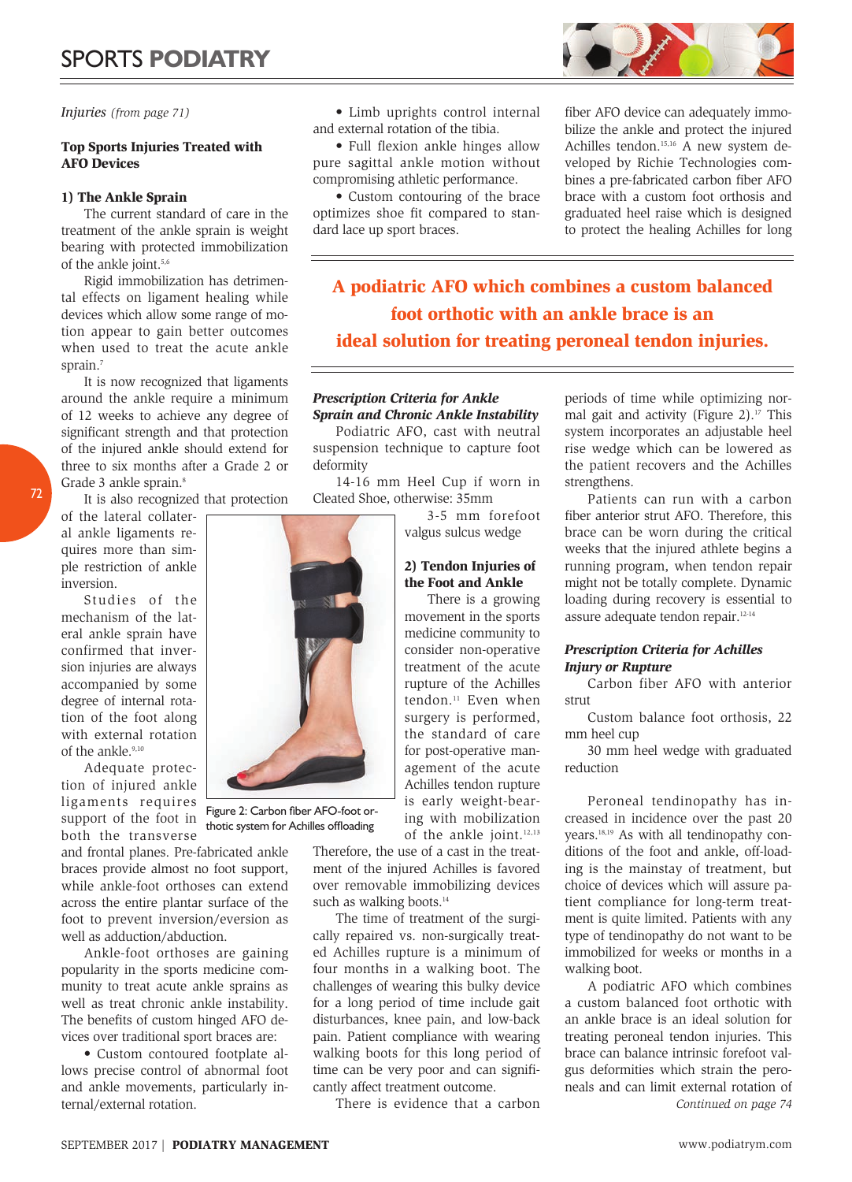*Injuries (from page 71)*

**Top Sports Injuries Treated with AFO Devices**

**1) The Ankle Sprain**

The current standard of care in the treatment of the ankle sprain is weight bearing with protected immobilization of the ankle joint.[5,6]

Rigid immobilization has detrimental effects on ligament healing while devices which allow some range of motion appear to gain better outcomes when used to treat the acute ankle sprain.[7]

It is now recognized that ligaments around the ankle require a minimum of 12 weeks to achieve any degree of significant strength and that protection of the injured ankle should extend for three to six months after a Grade 2 or Grade 3 ankle sprain.[8]

It is also recognized that protection of the lateral collateral ankle ligaments requires more than simple restriction of ankle inversion.

Studies of the mechanism of the lateral ankle sprain have confirmed that inversion injuries are always accompanied by some degree of internal rotation of the foot along with external rotation of the ankle.[9,10]

Adequate protection of injured ankle ligaments requires support of the foot in both the transverse and frontal planes. Pre-fabricated ankle braces provide almost no foot support, while ankle-foot orthoses can extend across the entire plantar surface of the foot to prevent inversion/eversion as well as adduction/abduction.

Ankle-foot orthoses are gaining popularity in the sports medicine community to treat acute ankle sprains as well as treat chronic ankle instability. The benefits of custom hinged AFO devices over traditional sport braces are:

- Custom contoured footplate allows precise control of abnormal foot and ankle movements, particularly internal/external rotation.
- Limb uprights control internal and external rotation of the tibia.
- Full flexion ankle hinges allow pure sagittal ankle motion without compromising athletic performance.
- Custom contouring of the brace optimizes shoe fit compared to standard lace up sport braces.

***Prescription Criteria for Ankle Sprain and Chronic Ankle Instability***

Podiatric AFO, cast with neutral suspension technique to capture foot deformity

14-16 mm Heel Cup if worn in Cleated Shoe, otherwise: 35mm

3-5 mm forefoot valgus sulcus wedge

**2) Tendon Injuries of the Foot and Ankle**

There is a growing movement in the sports medicine community to consider non-operative treatment of the acute rupture of the Achilles tendon.[11] Even when surgery is performed, the standard of care for post-operative management of the acute Achilles tendon rupture is early weight-bearing with mobilization of the ankle joint.[12,13] Therefore, the use of a cast in the treatment of the injured Achilles is favored over removable immobilizing devices such as walking boots.[14]

The time of treatment of the surgically repaired vs. non-surgically treated Achilles rupture is a minimum of four months in a walking boot. The challenges of wearing this bulky device for a long period of time include gait disturbances, knee pain, and low-back pain. Patient compliance with wearing walking boots for this long period of time can be very poor and can significantly affect treatment outcome.

There is evidence that a carbon fiber AFO device can adequately immobilize the ankle and protect the injured Achilles tendon.[15,16] A new system developed by Richie Technologies combines a pre-fabricated carbon fiber AFO brace with a custom foot orthosis and graduated heel raise which is designed to protect the healing Achilles for long periods of time while optimizing normal gait and activity (Figure 2).[17] This system incorporates an adjustable heel rise wedge which can be lowered as the patient recovers and the Achilles strengthens.

Figure 2: Carbon fiber AFO-foot orthotic system for Achilles offloading

Patients can run with a carbon fiber anterior strut AFO. Therefore, this brace can be worn during the critical weeks that the injured athlete begins a running program, when tendon repair might not be totally complete. Dynamic loading during recovery is essential to assure adequate tendon repair.[12-14]

***Prescription Criteria for Achilles Injury or Rupture***

Carbon fiber AFO with anterior strut

Custom balance foot orthosis, 22 mm heel cup

30 mm heel wedge with graduated reduction

**A podiatric AFO which combines a custom balanced foot orthotic with an ankle brace is an ideal solution for treating peroneal tendon injuries.**

Peroneal tendinopathy has increased in incidence over the past 20 years.[18,19] As with all tendinopathy conditions of the foot and ankle, off-loading is the mainstay of treatment, but choice of devices which will assure patient compliance for long-term treatment is quite limited. Patients with any type of tendinopathy do not want to be immobilized for weeks or months in a walking boot.

A podiatric AFO which combines a custom balanced foot orthotic with an ankle brace is an ideal solution for treating peroneal tendon injuries. This brace can balance intrinsic forefoot valgus deformities which strain the peroneals and can limit external rotation of

*Continued on page 74*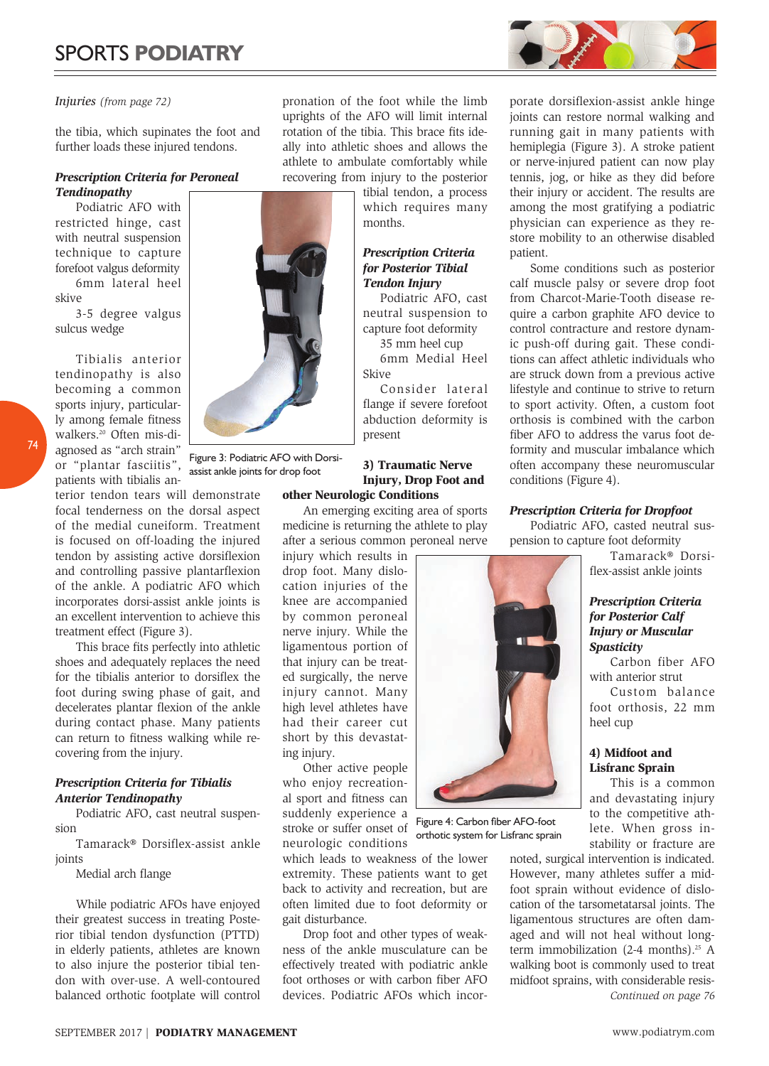*Injuries (from page 72)*

the tibia, which supinates the foot and further loads these injured tendons.

### *Prescription Criteria for Peroneal Tendinopathy*

Podiatric AFO with restricted hinge, cast with neutral suspension technique to capture forefoot valgus deformity

6mm lateral heel skive

3-5 degree valgus sulcus wedge

Tibialis anterior tendinopathy is also becoming a common sports injury, particularly among female fitness walkers.[20] Often mis-diagnosed as "arch strain" or "plantar fasciitis", patients with tibialis anterior tendon tears will demonstrate focal tenderness on the dorsal aspect of the medial cuneiform. Treatment is focused on off-loading the injured tendon by assisting active dorsiflexion and controlling passive plantarflexion of the ankle. A podiatric AFO which incorporates dorsi-assist ankle joints is an excellent intervention to achieve this treatment effect (Figure 3).

Figure 3: Podiatric AFO with Dorsi-assist ankle joints for drop foot

This brace fits perfectly into athletic shoes and adequately replaces the need for the tibialis anterior to dorsiflex the foot during swing phase of gait, and decelerates plantar flexion of the ankle during contact phase. Many patients can return to fitness walking while recovering from the injury.

### *Prescription Criteria for Tibialis Anterior Tendinopathy*

Podiatric AFO, cast neutral suspension

Tamarack® Dorsiflex-assist ankle joints

Medial arch flange

While podiatric AFOs have enjoyed their greatest success in treating Posterior tibial tendon dysfunction (PTTD) in elderly patients, athletes are known to also injure the posterior tibial tendon with over-use. A well-contoured balanced orthotic footplate will control pronation of the foot while the limb uprights of the AFO will limit internal rotation of the tibia. This brace fits ideally into athletic shoes and allows the athlete to ambulate comfortably while recovering from injury to the posterior tibial tendon, a process which requires many months.

### *Prescription Criteria for Posterior Tibial Tendon Injury*

Podiatric AFO, cast neutral suspension to capture foot deformity

35 mm heel cup

6mm Medial Heel Skive

Consider lateral flange if severe forefoot abduction deformity is present

### 3) Traumatic Nerve Injury, Drop Foot and other Neurologic Conditions

An emerging exciting area of sports medicine is returning the athlete to play after a serious common peroneal nerve injury which results in drop foot. Many dislocation injuries of the knee are accompanied by common peroneal nerve injury. While the ligamentous portion of that injury can be treated surgically, the nerve injury cannot. Many high level athletes have had their career cut short by this devastating injury.

Other active people who enjoy recreational sport and fitness can suddenly experience a stroke or suffer onset of neurologic conditions which leads to weakness of the lower extremity. These patients want to get back to activity and recreation, but are often limited due to foot deformity or gait disturbance.

Drop foot and other types of weakness of the ankle musculature can be effectively treated with podiatric ankle foot orthoses or with carbon fiber AFO devices. Podiatric AFOs which incorporate dorsiflexion-assist ankle hinge joints can restore normal walking and running gait in many patients with hemiplegia (Figure 3). A stroke patient or nerve-injured patient can now play tennis, jog, or hike as they did before their injury or accident. The results are among the most gratifying a podiatric physician can experience as they restore mobility to an otherwise disabled patient.

Figure 4: Carbon fiber AFO-foot orthotic system for Lisfranc sprain

Some conditions such as posterior calf muscle palsy or severe drop foot from Charcot-Marie-Tooth disease require a carbon graphite AFO device to control contracture and restore dynamic push-off during gait. These conditions can affect athletic individuals who are struck down from a previous active lifestyle and continue to strive to return to sport activity. Often, a custom foot orthosis is combined with the carbon fiber AFO to address the varus foot deformity and muscular imbalance which often accompany these neuromuscular conditions (Figure 4).

### *Prescription Criteria for Dropfoot*

Podiatric AFO, casted neutral suspension to capture foot deformity

Tamarack® Dorsiflex-assist ankle joints

### *Prescription Criteria for Posterior Calf Injury or Muscular Spasticity*

Carbon fiber AFO with anterior strut

Custom balance foot orthosis, 22 mm heel cup

### 4) Midfoot and Lisfranc Sprain

This is a common and devastating injury to the competitive athlete. When gross instability or fracture are noted, surgical intervention is indicated. However, many athletes suffer a midfoot sprain without evidence of dislocation of the tarsometatarsal joints. The ligamentous structures are often damaged and will not heal without long-term immobilization (2-4 months).[25] A walking boot is commonly used to treat midfoot sprains, with considerable resis-

*Continued on page 76*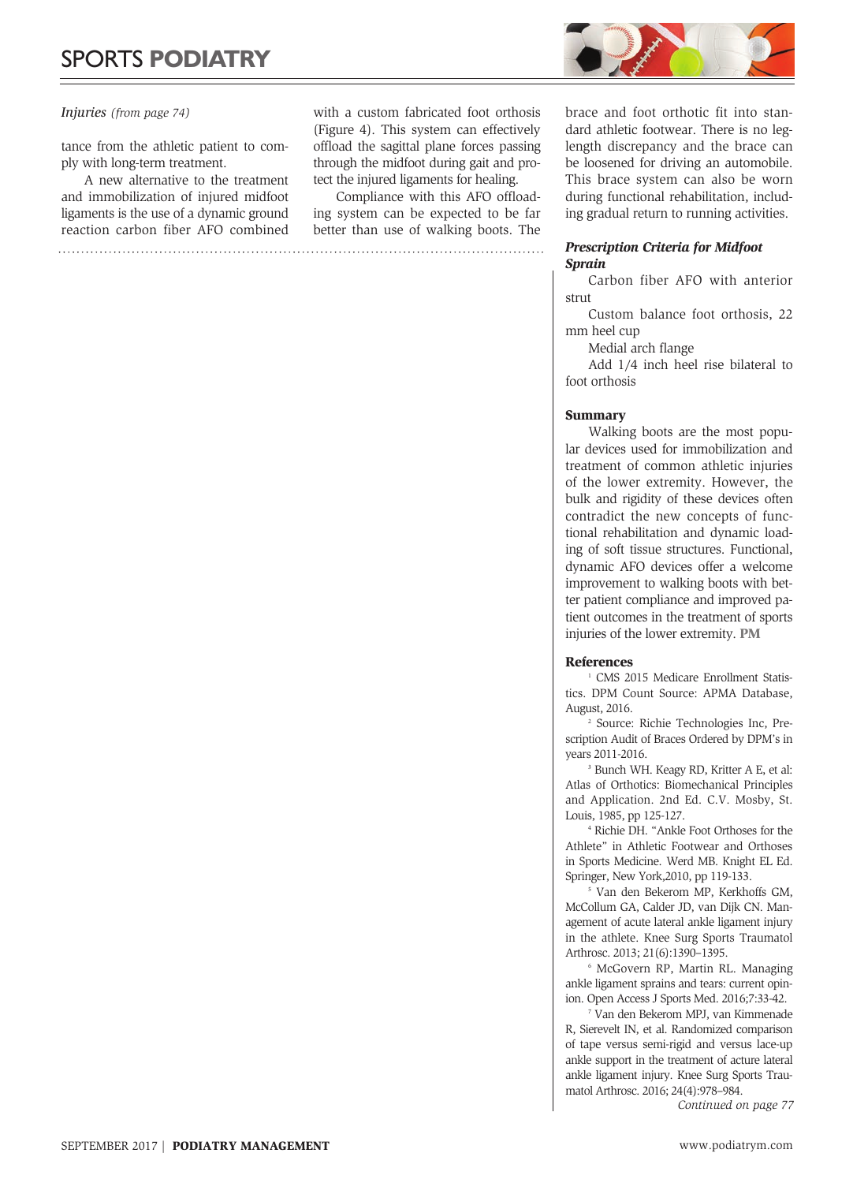*Injuries (from page 74)*

tance from the athletic patient to comply with long-term treatment.

A new alternative to the treatment and immobilization of injured midfoot ligaments is the use of a dynamic ground reaction carbon fiber AFO combined with a custom fabricated foot orthosis (Figure 4). This system can effectively offload the sagittal plane forces passing through the midfoot during gait and protect the injured ligaments for healing.

Compliance with this AFO offloading system can be expected to be far better than use of walking boots. The brace and foot orthotic fit into standard athletic footwear. There is no leg-length discrepancy and the brace can be loosened for driving an automobile. This brace system can also be worn during functional rehabilitation, including gradual return to running activities.

***Prescription Criteria for Midfoot Sprain***

Carbon fiber AFO with anterior strut

Custom balance foot orthosis, 22 mm heel cup

Medial arch flange

Add 1/4 inch heel rise bilateral to foot orthosis

**Summary**

Walking boots are the most popular devices used for immobilization and treatment of common athletic injuries of the lower extremity. However, the bulk and rigidity of these devices often contradict the new concepts of functional rehabilitation and dynamic loading of soft tissue structures. Functional, dynamic AFO devices offer a welcome improvement to walking boots with better patient compliance and improved patient outcomes in the treatment of sports injuries of the lower extremity. **PM**

**References**

[1] CMS 2015 Medicare Enrollment Statistics. DPM Count Source: APMA Database, August, 2016.

[2] Source: Richie Technologies Inc, Prescription Audit of Braces Ordered by DPM's in years 2011-2016.

[3] Bunch WH. Keagy RD, Kritter A E, et al: Atlas of Orthotics: Biomechanical Principles and Application. 2nd Ed. C.V. Mosby, St. Louis, 1985, pp 125-127.

[4] Richie DH. "Ankle Foot Orthoses for the Athlete" in Athletic Footwear and Orthoses in Sports Medicine. Werd MB. Knight EL Ed. Springer, New York,2010, pp 119-133.

[5] Van den Bekerom MP, Kerkhoffs GM, McCollum GA, Calder JD, van Dijk CN. Management of acute lateral ankle ligament injury in the athlete. Knee Surg Sports Traumatol Arthrosc. 2013; 21(6):1390–1395.

[6] McGovern RP, Martin RL. Managing ankle ligament sprains and tears: current opinion. Open Access J Sports Med. 2016;7:33-42.

[7] Van den Bekerom MPJ, van Kimmenade R, Sierevelt IN, et al. Randomized comparison of tape versus semi-rigid and versus lace-up ankle support in the treatment of acture lateral ankle ligament injury. Knee Surg Sports Traumatol Arthrosc. 2016; 24(4):978–984.

*Continued on page 77*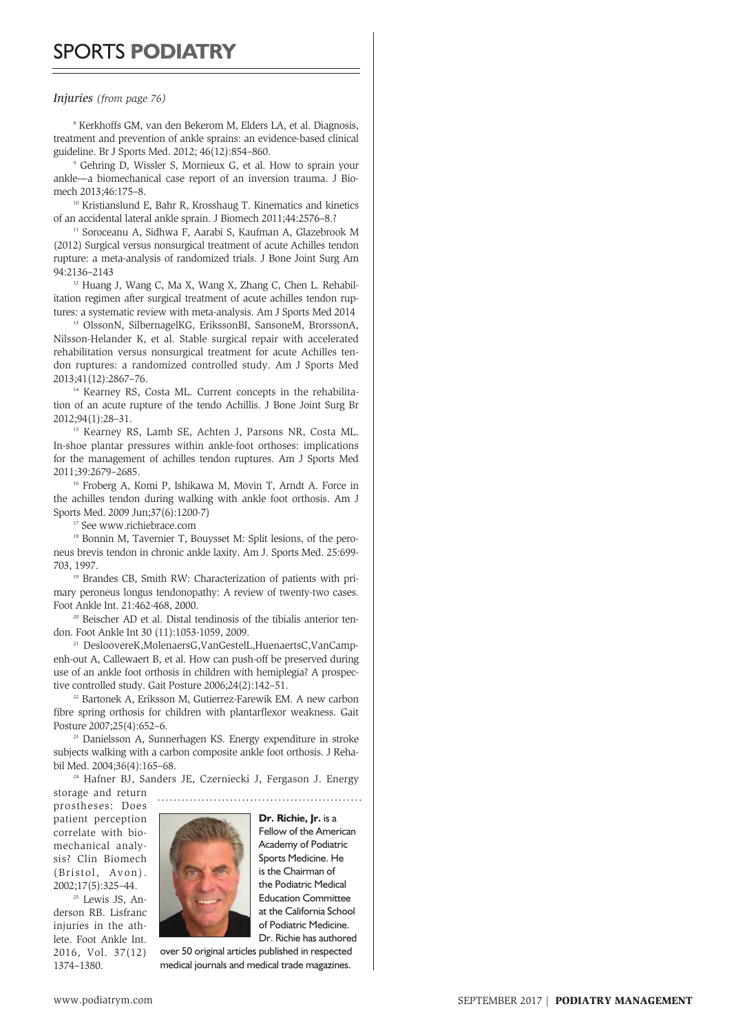*Injuries (from page 76)*

[8] Kerkhoffs GM, van den Bekerom M, Elders LA, et al. Diagnosis, treatment and prevention of ankle sprains: an evidence-based clinical guideline. Br J Sports Med. 2012; 46(12):854–860.

[9] Gehring D, Wissler S, Mornieux G, et al. How to sprain your ankle—a biomechanical case report of an inversion trauma. J Biomech 2013;46:175–8.

[10] Kristianslund E, Bahr R, Krosshaug T. Kinematics and kinetics of an accidental lateral ankle sprain. J Biomech 2011;44:2576–8.?

[11] Soroceanu A, Sidhwa F, Aarabi S, Kaufman A, Glazebrook M (2012) Surgical versus nonsurgical treatment of acute Achilles tendon rupture: a meta-analysis of randomized trials. J Bone Joint Surg Am 94:2136–2143

[12] Huang J, Wang C, Ma X, Wang X, Zhang C, Chen L. Rehabilitation regimen after surgical treatment of acute achilles tendon ruptures: a systematic review with meta-analysis. Am J Sports Med 2014

[13] OlssonN, SilbernagelKG, ErikssonBI, SansoneM, BrorssonA, Nilsson-Helander K, et al. Stable surgical repair with accelerated rehabilitation versus nonsurgical treatment for acute Achilles tendon ruptures: a randomized controlled study. Am J Sports Med 2013;41(12):2867–76.

[14] Kearney RS, Costa ML. Current concepts in the rehabilitation of an acute rupture of the tendo Achillis. J Bone Joint Surg Br 2012;94(1):28–31.

[15] Kearney RS, Lamb SE, Achten J, Parsons NR, Costa ML. In-shoe plantar pressures within ankle-foot orthoses: implications for the management of achilles tendon ruptures. Am J Sports Med 2011;39:2679–2685.

[16] Froberg A, Komi P, Ishikawa M, Movin T, Arndt A. Force in the achilles tendon during walking with ankle foot orthosis. Am J Sports Med. 2009 Jun;37(6):1200-7)

[17] See www.richiebrace.com

[18] Bonnin M, Tavernier T, Bouysset M: Split lesions, of the peroneus brevis tendon in chronic ankle laxity. Am J. Sports Med. 25:699-703, 1997.

[19] Brandes CB, Smith RW: Characterization of patients with primary peroneus longus tendonopathy: A review of twenty-two cases. Foot Ankle Int. 21:462-468, 2000.

[20] Beischer AD et al. Distal tendinosis of the tibialis anterior tendon. Foot Ankle Int 30 (11):1053-1059, 2009.

[21] DesloovereK,MolenaersG,VanGestelL,HuenaertsC,VanCampenh-out A, Callewaert B, et al. How can push-off be preserved during use of an ankle foot orthosis in children with hemiplegia? A prospective controlled study. Gait Posture 2006;24(2):142–51.

[22] Bartonek A, Eriksson M, Gutierrez-Farewik EM. A new carbon fibre spring orthosis for children with plantarflexor weakness. Gait Posture 2007;25(4):652–6.

[23] Danielsson A, Sunnerhagen KS. Energy expenditure in stroke subjects walking with a carbon composite ankle foot orthosis. J Rehabil Med. 2004;36(4):165–68.

[24] Hafner BJ, Sanders JE, Czerniecki J, Fergason J. Energy storage and return prostheses: Does patient perception correlate with biomechanical analysis? Clin Biomech (Bristol, Avon). 2002;17(5):325–44.

[25] Lewis JS, Anderson RB. Lisfranc injuries in the athlete. Foot Ankle Int. 2016, Vol. 37(12) 1374–1380.

**Dr. Richie, Jr.** is a Fellow of the American Academy of Podiatric Sports Medicine. He is the Chairman of the Podiatric Medical Education Committee at the California School of Podiatric Medicine. Dr. Richie has authored over 50 original articles published in respected medical journals and medical trade magazines.